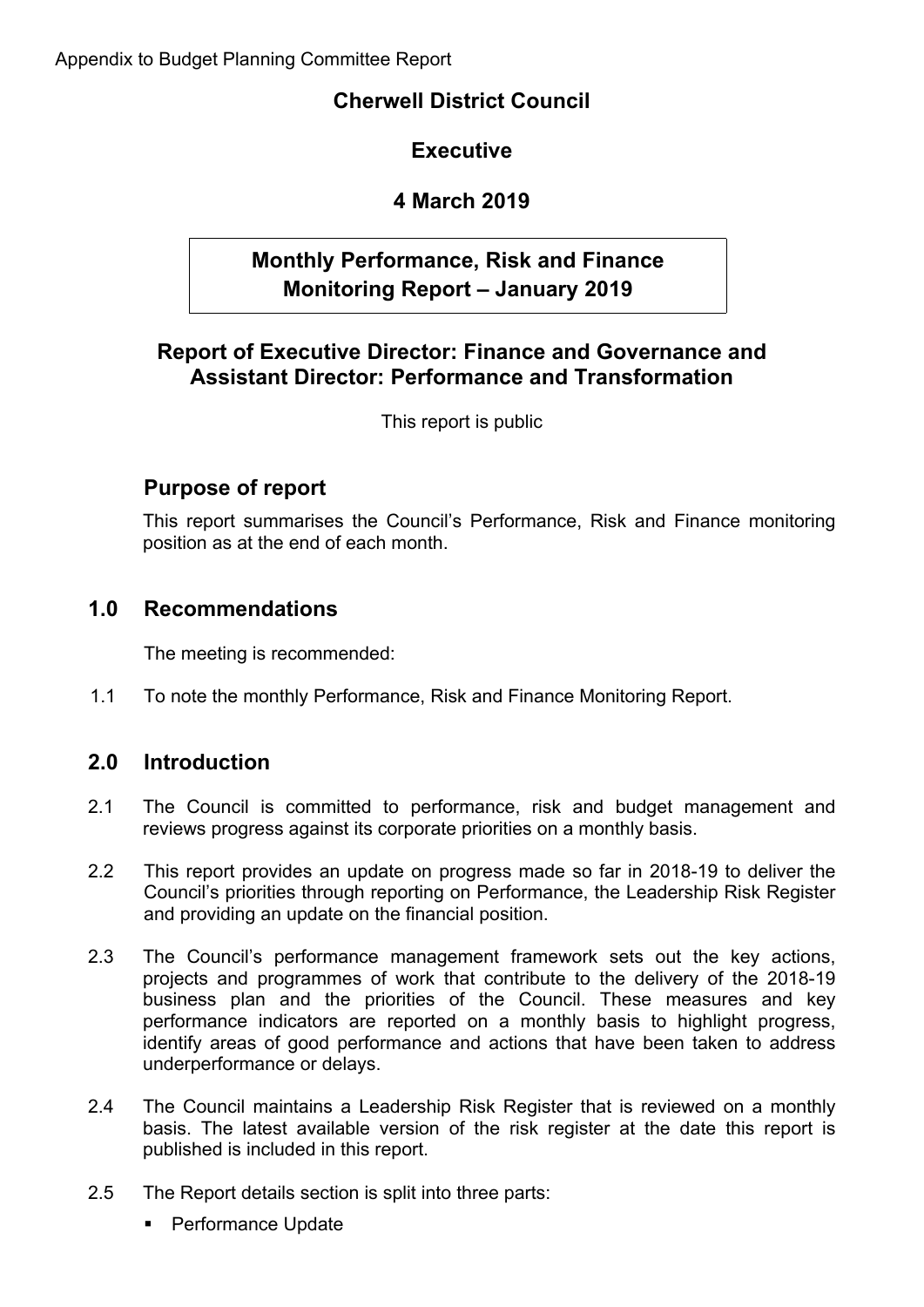Appendix to Budget Planning Committee Report

# Cherwell District Council

## Executive

## 4 March 2019

## Monthly Performance, Risk and Finance Monitoring Report – January 2019

### Report of Executive Director: Finance and Governance and Assistant Director: Performance and Transformation

This report is public

## Purpose of report

This report summarises the Council's Performance, Risk and Finance monitoring position as at the end of each month.

## 1.0 Recommendations

The meeting is recommended:

1.1 To note the monthly Performance, Risk and Finance Monitoring Report.

## 2.0 Introduction

2.1 The Council is committed to performance, risk and budget management and reviews progress against its corporate priorities on a monthly basis.

2.2 This report provides an update on progress made so far in 2018-19 to deliver the Council's priorities through reporting on Performance, the Leadership Risk Register and providing an update on the financial position.

2.3 The Council's performance management framework sets out the key actions, projects and programmes of work that contribute to the delivery of the 2018-19 business plan and the priorities of the Council. These measures and key performance indicators are reported on a monthly basis to highlight progress, identify areas of good performance and actions that have been taken to address underperformance or delays.

2.4 The Council maintains a Leadership Risk Register that is reviewed on a monthly basis. The latest available version of the risk register at the date this report is published is included in this report.

2.5 The Report details section is split into three parts:

- Performance Update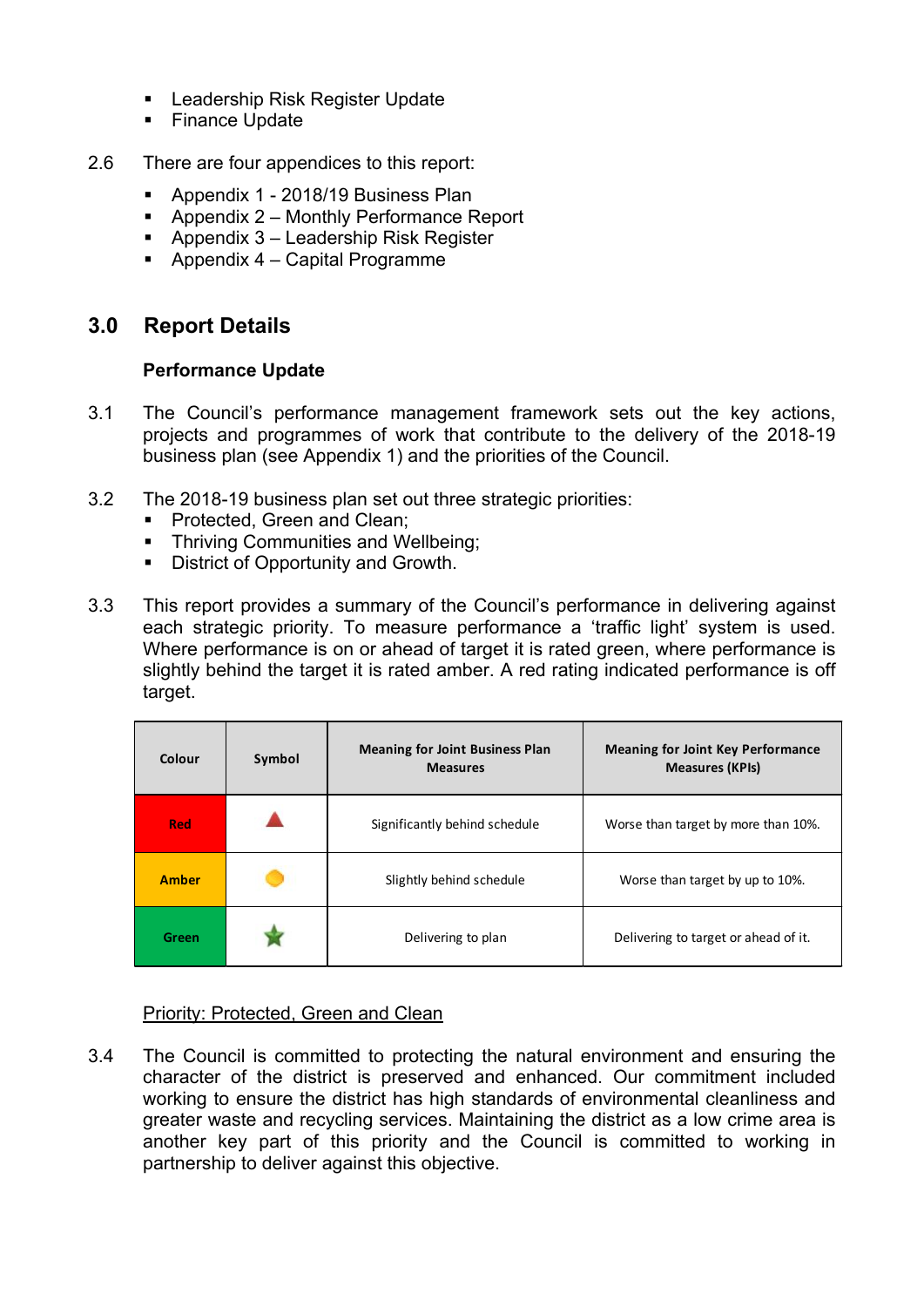- Leadership Risk Register Update
- Finance Update

2.6 There are four appendices to this report:

- Appendix 1 - 2018/19 Business Plan
- Appendix 2 – Monthly Performance Report
- Appendix 3 – Leadership Risk Register
- Appendix 4 – Capital Programme

## 3.0 Report Details

**Performance Update**

3.1 The Council's performance management framework sets out the key actions, projects and programmes of work that contribute to the delivery of the 2018-19 business plan (see Appendix 1) and the priorities of the Council.

3.2 The 2018-19 business plan set out three strategic priorities:

- Protected, Green and Clean;
- Thriving Communities and Wellbeing;
- District of Opportunity and Growth.

3.3 This report provides a summary of the Council's performance in delivering against each strategic priority. To measure performance a 'traffic light' system is used. Where performance is on or ahead of target it is rated green, where performance is slightly behind the target it is rated amber. A red rating indicated performance is off target.

| Colour | Symbol | Meaning for Joint Business Plan Measures | Meaning for Joint Key Performance Measures (KPIs) |
|---|---|---|---|
| Red | ▲ | Significantly behind schedule | Worse than target by more than 10%. |
| Amber | ● | Slightly behind schedule | Worse than target by up to 10%. |
| Green | ★ | Delivering to plan | Delivering to target or ahead of it. |

Priority: Protected, Green and Clean

3.4 The Council is committed to protecting the natural environment and ensuring the character of the district is preserved and enhanced. Our commitment included working to ensure the district has high standards of environmental cleanliness and greater waste and recycling services. Maintaining the district as a low crime area is another key part of this priority and the Council is committed to working in partnership to deliver against this objective.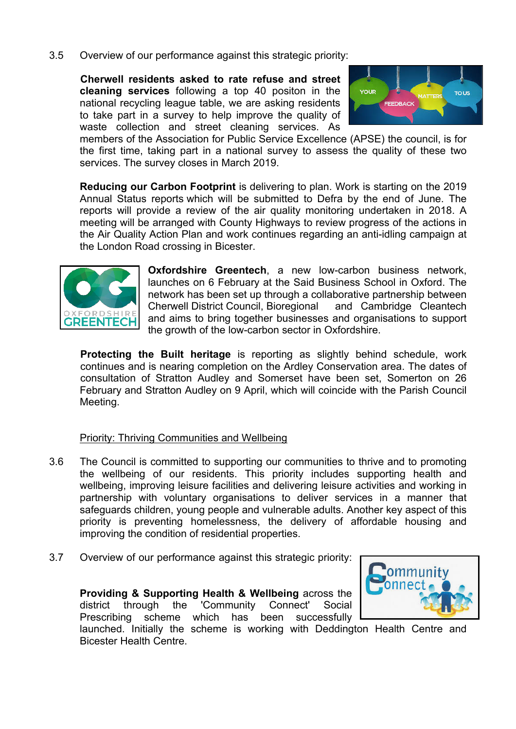3.5 Overview of our performance against this strategic priority:

**Cherwell residents asked to rate refuse and street cleaning services** following a top 40 positon in the national recycling league table, we are asking residents to take part in a survey to help improve the quality of waste collection and street cleaning services. As members of the Association for Public Service Excellence (APSE) the council, is for the first time, taking part in a national survey to assess the quality of these two services. The survey closes in March 2019.

**Reducing our Carbon Footprint** is delivering to plan. Work is starting on the 2019 Annual Status reports which will be submitted to Defra by the end of June. The reports will provide a review of the air quality monitoring undertaken in 2018. A meeting will be arranged with County Highways to review progress of the actions in the Air Quality Action Plan and work continues regarding an anti-idling campaign at the London Road crossing in Bicester.

**Oxfordshire Greentech**, a new low-carbon business network, launches on 6 February at the Said Business School in Oxford. The network has been set up through a collaborative partnership between Cherwell District Council, Bioregional and Cambridge Cleantech and aims to bring together businesses and organisations to support the growth of the low-carbon sector in Oxfordshire.

**Protecting the Built heritage** is reporting as slightly behind schedule, work continues and is nearing completion on the Ardley Conservation area. The dates of consultation of Stratton Audley and Somerset have been set, Somerton on 26 February and Stratton Audley on 9 April, which will coincide with the Parish Council Meeting.

<u>Priority: Thriving Communities and Wellbeing</u>

3.6 The Council is committed to supporting our communities to thrive and to promoting the wellbeing of our residents. This priority includes supporting health and wellbeing, improving leisure facilities and delivering leisure activities and working in partnership with voluntary organisations to deliver services in a manner that safeguards children, young people and vulnerable adults. Another key aspect of this priority is preventing homelessness, the delivery of affordable housing and improving the condition of residential properties.

3.7 Overview of our performance against this strategic priority:

**Providing & Supporting Health & Wellbeing** across the district through the 'Community Connect' Social Prescribing scheme which has been successfully launched. Initially the scheme is working with Deddington Health Centre and Bicester Health Centre.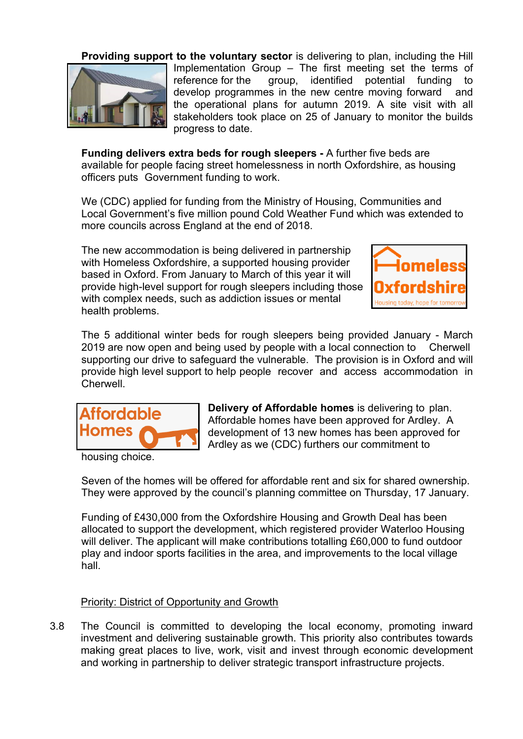**Providing support to the voluntary sector** is delivering to plan, including the Hill Implementation Group – The first meeting set the terms of reference for the group, identified potential funding to develop programmes in the new centre moving forward and the operational plans for autumn 2019. A site visit with all stakeholders took place on 25 of January to monitor the builds progress to date.

**Funding delivers extra beds for rough sleepers -** A further five beds are available for people facing street homelessness in north Oxfordshire, as housing officers puts Government funding to work.

We (CDC) applied for funding from the Ministry of Housing, Communities and Local Government's five million pound Cold Weather Fund which was extended to more councils across England at the end of 2018.

The new accommodation is being delivered in partnership with Homeless Oxfordshire, a supported housing provider based in Oxford. From January to March of this year it will provide high-level support for rough sleepers including those with complex needs, such as addiction issues or mental health problems.

The 5 additional winter beds for rough sleepers being provided January - March 2019 are now open and being used by people with a local connection to Cherwell supporting our drive to safeguard the vulnerable. The provision is in Oxford and will provide high level support to help people recover and access accommodation in Cherwell.

**Delivery of Affordable homes** is delivering to plan. Affordable homes have been approved for Ardley. A development of 13 new homes has been approved for Ardley as we (CDC) furthers our commitment to housing choice.

Seven of the homes will be offered for affordable rent and six for shared ownership. They were approved by the council's planning committee on Thursday, 17 January.

Funding of £430,000 from the Oxfordshire Housing and Growth Deal has been allocated to support the development, which registered provider Waterloo Housing will deliver. The applicant will make contributions totalling £60,000 to fund outdoor play and indoor sports facilities in the area, and improvements to the local village hall.

Priority: District of Opportunity and Growth

3.8 The Council is committed to developing the local economy, promoting inward investment and delivering sustainable growth. This priority also contributes towards making great places to live, work, visit and invest through economic development and working in partnership to deliver strategic transport infrastructure projects.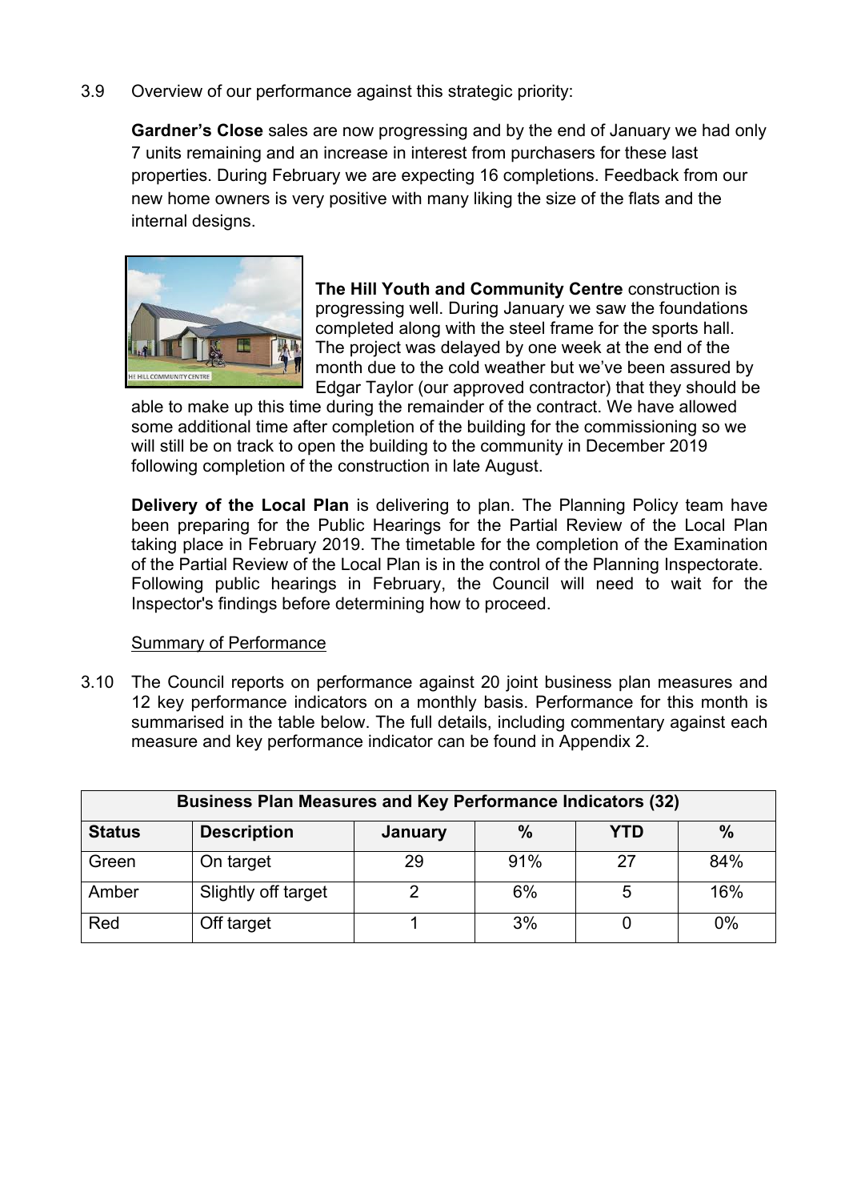3.9 Overview of our performance against this strategic priority:

**Gardner's Close** sales are now progressing and by the end of January we had only 7 units remaining and an increase in interest from purchasers for these last properties. During February we are expecting 16 completions. Feedback from our new home owners is very positive with many liking the size of the flats and the internal designs.

**The Hill Youth and Community Centre** construction is progressing well. During January we saw the foundations completed along with the steel frame for the sports hall. The project was delayed by one week at the end of the month due to the cold weather but we've been assured by Edgar Taylor (our approved contractor) that they should be able to make up this time during the remainder of the contract. We have allowed some additional time after completion of the building for the commissioning so we will still be on track to open the building to the community in December 2019 following completion of the construction in late August.

**Delivery of the Local Plan** is delivering to plan. The Planning Policy team have been preparing for the Public Hearings for the Partial Review of the Local Plan taking place in February 2019. The timetable for the completion of the Examination of the Partial Review of the Local Plan is in the control of the Planning Inspectorate. Following public hearings in February, the Council will need to wait for the Inspector's findings before determining how to proceed.

<u>Summary of Performance</u>

3.10 The Council reports on performance against 20 joint business plan measures and 12 key performance indicators on a monthly basis. Performance for this month is summarised in the table below. The full details, including commentary against each measure and key performance indicator can be found in Appendix 2.

| Business Plan Measures and Key Performance Indicators (32) | | | | | |
|---|---|---|---|---|---|
| **Status** | **Description** | **January** | **%** | **YTD** | **%** |
| Green | On target | 29 | 91% | 27 | 84% |
| Amber | Slightly off target | 2 | 6% | 5 | 16% |
| Red | Off target | 1 | 3% | 0 | 0% |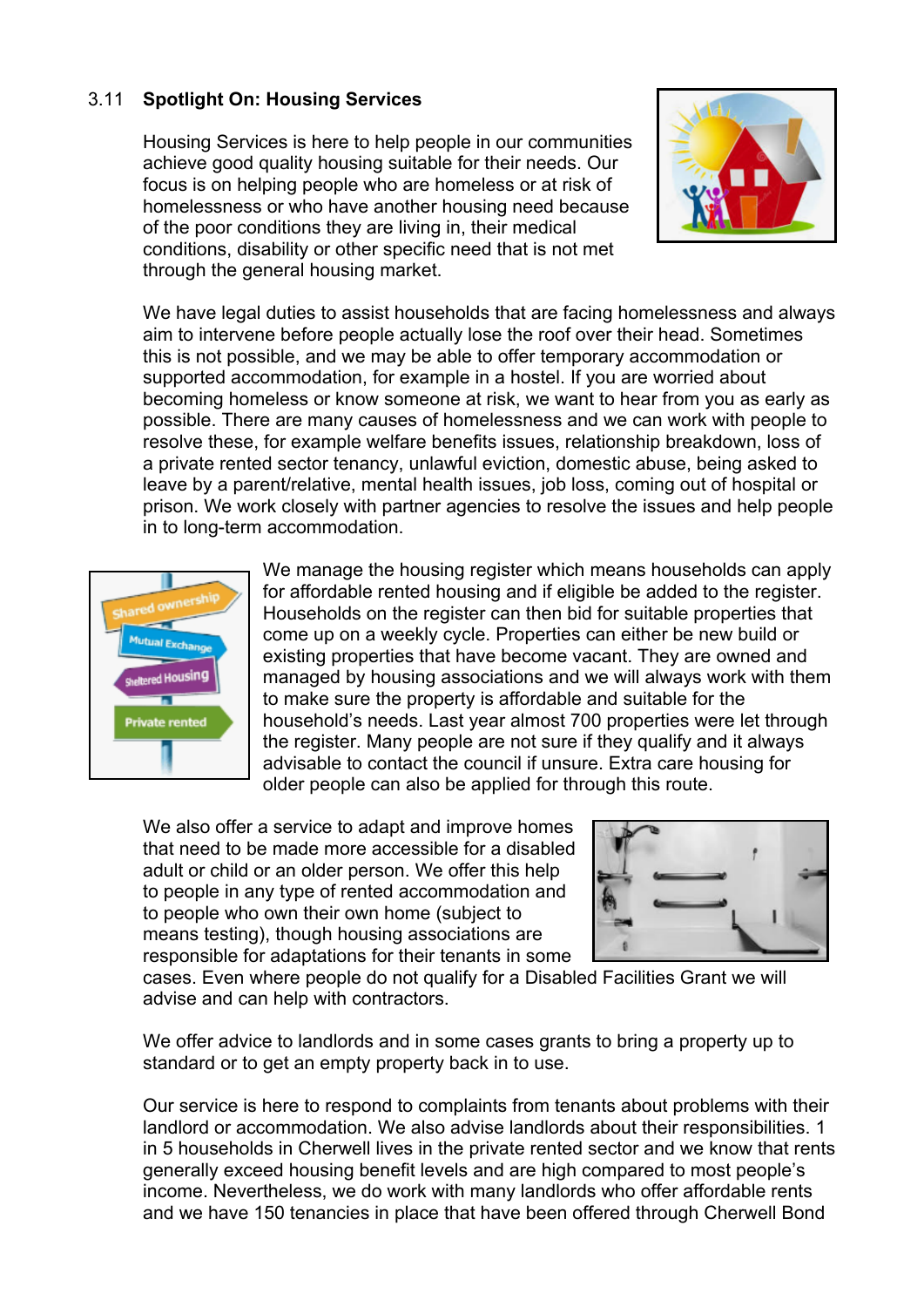### 3.11 Spotlight On: Housing Services

Housing Services is here to help people in our communities achieve good quality housing suitable for their needs. Our focus is on helping people who are homeless or at risk of homelessness or who have another housing need because of the poor conditions they are living in, their medical conditions, disability or other specific need that is not met through the general housing market.

We have legal duties to assist households that are facing homelessness and always aim to intervene before people actually lose the roof over their head. Sometimes this is not possible, and we may be able to offer temporary accommodation or supported accommodation, for example in a hostel. If you are worried about becoming homeless or know someone at risk, we want to hear from you as early as possible. There are many causes of homelessness and we can work with people to resolve these, for example welfare benefits issues, relationship breakdown, loss of a private rented sector tenancy, unlawful eviction, domestic abuse, being asked to leave by a parent/relative, mental health issues, job loss, coming out of hospital or prison. We work closely with partner agencies to resolve the issues and help people in to long-term accommodation.

We manage the housing register which means households can apply for affordable rented housing and if eligible be added to the register. Households on the register can then bid for suitable properties that come up on a weekly cycle. Properties can either be new build or existing properties that have become vacant. They are owned and managed by housing associations and we will always work with them to make sure the property is affordable and suitable for the household's needs. Last year almost 700 properties were let through the register. Many people are not sure if they qualify and it always advisable to contact the council if unsure. Extra care housing for older people can also be applied for through this route.

We also offer a service to adapt and improve homes that need to be made more accessible for a disabled adult or child or an older person. We offer this help to people in any type of rented accommodation and to people who own their own home (subject to means testing), though housing associations are responsible for adaptations for their tenants in some cases. Even where people do not qualify for a Disabled Facilities Grant we will advise and can help with contractors.

We offer advice to landlords and in some cases grants to bring a property up to standard or to get an empty property back in to use.

Our service is here to respond to complaints from tenants about problems with their landlord or accommodation. We also advise landlords about their responsibilities. 1 in 5 households in Cherwell lives in the private rented sector and we know that rents generally exceed housing benefit levels and are high compared to most people's income. Nevertheless, we do work with many landlords who offer affordable rents and we have 150 tenancies in place that have been offered through Cherwell Bond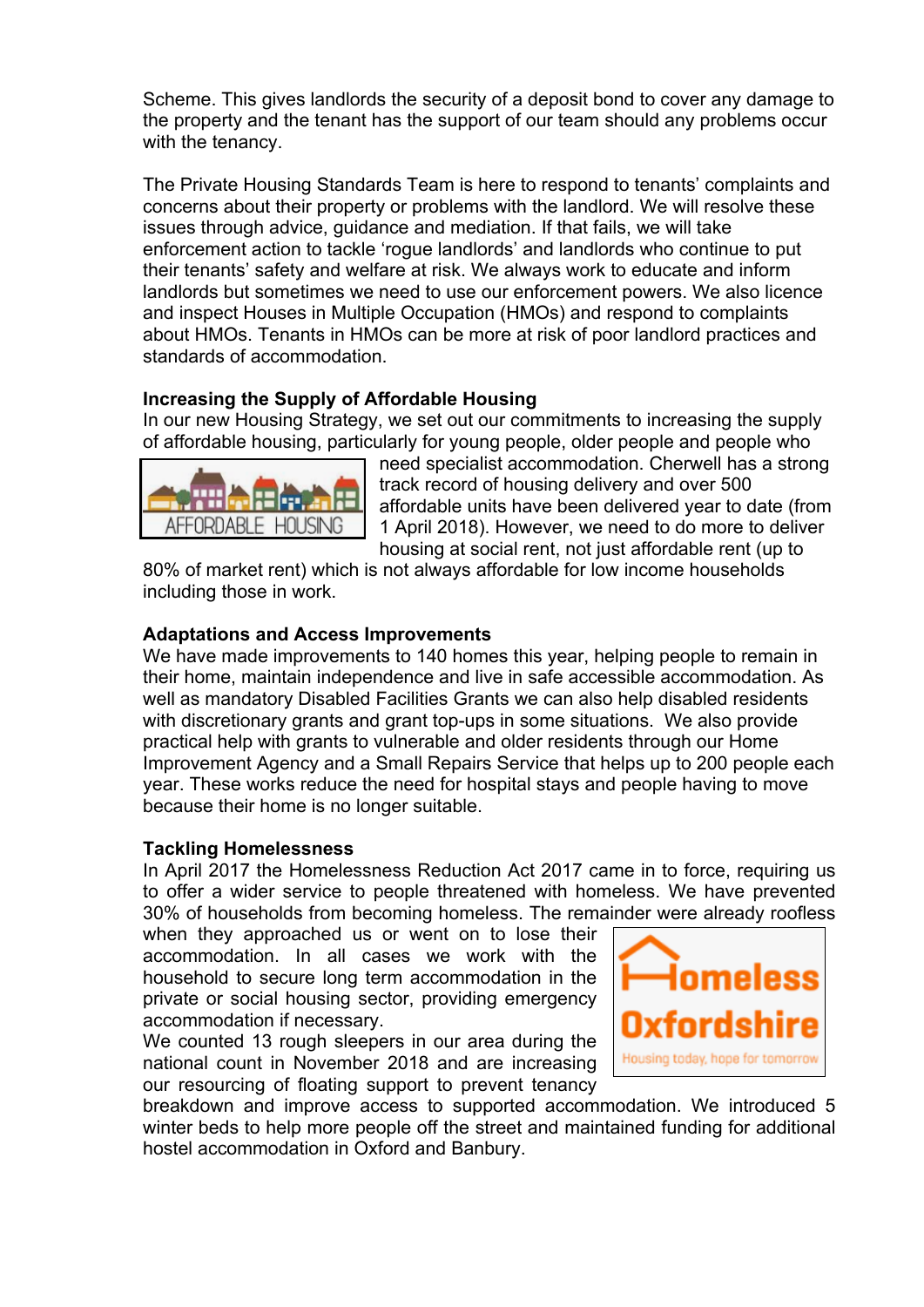Scheme. This gives landlords the security of a deposit bond to cover any damage to the property and the tenant has the support of our team should any problems occur with the tenancy.

The Private Housing Standards Team is here to respond to tenants' complaints and concerns about their property or problems with the landlord. We will resolve these issues through advice, guidance and mediation. If that fails, we will take enforcement action to tackle 'rogue landlords' and landlords who continue to put their tenants' safety and welfare at risk. We always work to educate and inform landlords but sometimes we need to use our enforcement powers. We also licence and inspect Houses in Multiple Occupation (HMOs) and respond to complaints about HMOs. Tenants in HMOs can be more at risk of poor landlord practices and standards of accommodation.

**Increasing the Supply of Affordable Housing**

In our new Housing Strategy, we set out our commitments to increasing the supply of affordable housing, particularly for young people, older people and people who need specialist accommodation. Cherwell has a strong track record of housing delivery and over 500 affordable units have been delivered year to date (from 1 April 2018). However, we need to do more to deliver housing at social rent, not just affordable rent (up to 80% of market rent) which is not always affordable for low income households including those in work.

**Adaptations and Access Improvements**

We have made improvements to 140 homes this year, helping people to remain in their home, maintain independence and live in safe accessible accommodation. As well as mandatory Disabled Facilities Grants we can also help disabled residents with discretionary grants and grant top-ups in some situations. We also provide practical help with grants to vulnerable and older residents through our Home Improvement Agency and a Small Repairs Service that helps up to 200 people each year. These works reduce the need for hospital stays and people having to move because their home is no longer suitable.

**Tackling Homelessness**

In April 2017 the Homelessness Reduction Act 2017 came in to force, requiring us to offer a wider service to people threatened with homeless. We have prevented 30% of households from becoming homeless. The remainder were already roofless when they approached us or went on to lose their accommodation. In all cases we work with the household to secure long term accommodation in the private or social housing sector, providing emergency accommodation if necessary.

We counted 13 rough sleepers in our area during the national count in November 2018 and are increasing our resourcing of floating support to prevent tenancy breakdown and improve access to supported accommodation. We introduced 5 winter beds to help more people off the street and maintained funding for additional hostel accommodation in Oxford and Banbury.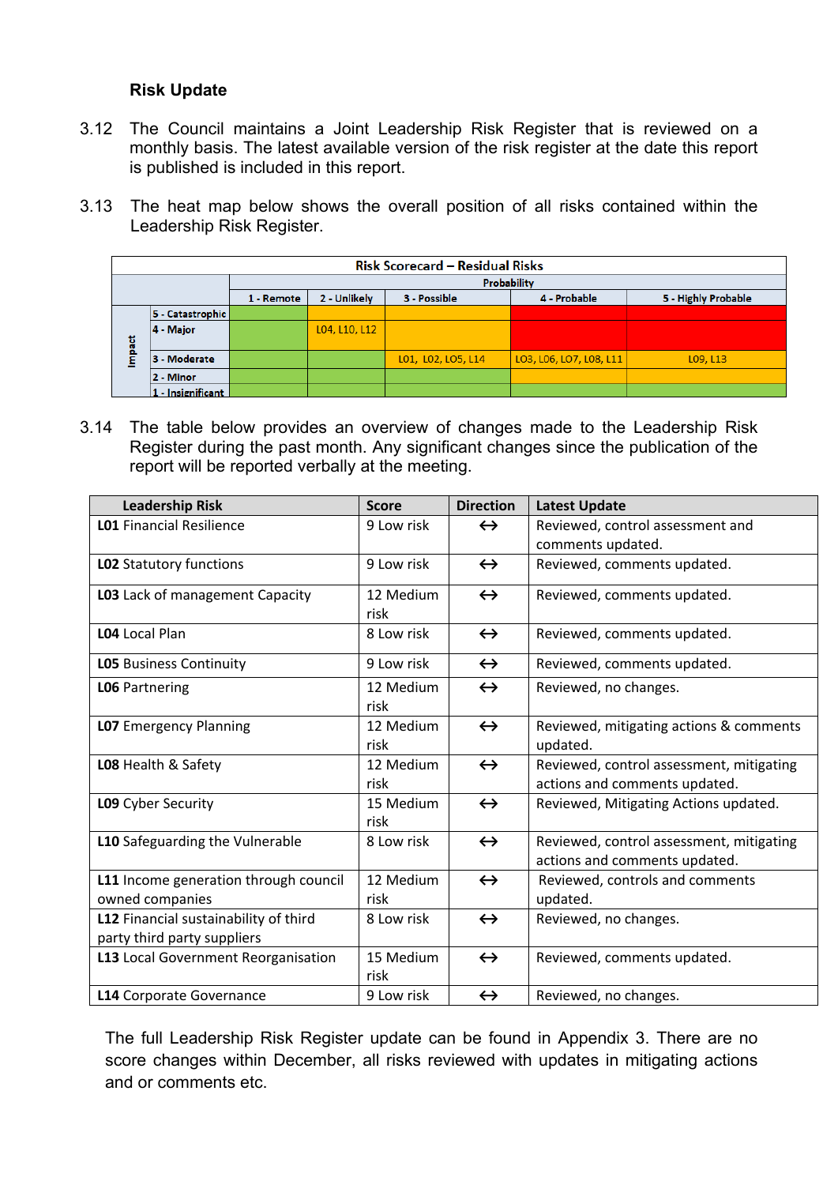**Risk Update**

3.12 The Council maintains a Joint Leadership Risk Register that is reviewed on a monthly basis. The latest available version of the risk register at the date this report is published is included in this report.

3.13 The heat map below shows the overall position of all risks contained within the Leadership Risk Register.

| Risk Scorecard – Residual Risks | | | | | | |
|---|---|---|---|---|---|---|
| | | Probability | | | | |
| | | 1 - Remote | 2 - Unlikely | 3 - Possible | 4 - Probable | 5 - Highly Probable |
| Impact | 5 - Catastrophic | | | | | |
| | 4 - Major | | L04, L10, L12 | | | |
| | 3 - Moderate | | | L01, L02, L05, L14 | L03, L06, L07, L08, L11 | L09, L13 |
| | 2 - Minor | | | | | |
| | 1 - Insignificant | | | | | |

3.14 The table below provides an overview of changes made to the Leadership Risk Register during the past month. Any significant changes since the publication of the report will be reported verbally at the meeting.

| Leadership Risk | Score | Direction | Latest Update |
|---|---|---|---|
| **L01** Financial Resilience | 9 Low risk | ↔ | Reviewed, control assessment and comments updated. |
| **L02** Statutory functions | 9 Low risk | ↔ | Reviewed, comments updated. |
| **L03** Lack of management Capacity | 12 Medium risk | ↔ | Reviewed, comments updated. |
| **L04** Local Plan | 8 Low risk | ↔ | Reviewed, comments updated. |
| **L05** Business Continuity | 9 Low risk | ↔ | Reviewed, comments updated. |
| **L06** Partnering | 12 Medium risk | ↔ | Reviewed, no changes. |
| **L07** Emergency Planning | 12 Medium risk | ↔ | Reviewed, mitigating actions & comments updated. |
| **L08** Health & Safety | 12 Medium risk | ↔ | Reviewed, control assessment, mitigating actions and comments updated. |
| **L09** Cyber Security | 15 Medium risk | ↔ | Reviewed, Mitigating Actions updated. |
| **L10** Safeguarding the Vulnerable | 8 Low risk | ↔ | Reviewed, control assessment, mitigating actions and comments updated. |
| **L11** Income generation through council owned companies | 12 Medium risk | ↔ | Reviewed, controls and comments updated. |
| **L12** Financial sustainability of third party third party suppliers | 8 Low risk | ↔ | Reviewed, no changes. |
| **L13** Local Government Reorganisation | 15 Medium risk | ↔ | Reviewed, comments updated. |
| **L14** Corporate Governance | 9 Low risk | ↔ | Reviewed, no changes. |

The full Leadership Risk Register update can be found in Appendix 3. There are no score changes within December, all risks reviewed with updates in mitigating actions and or comments etc.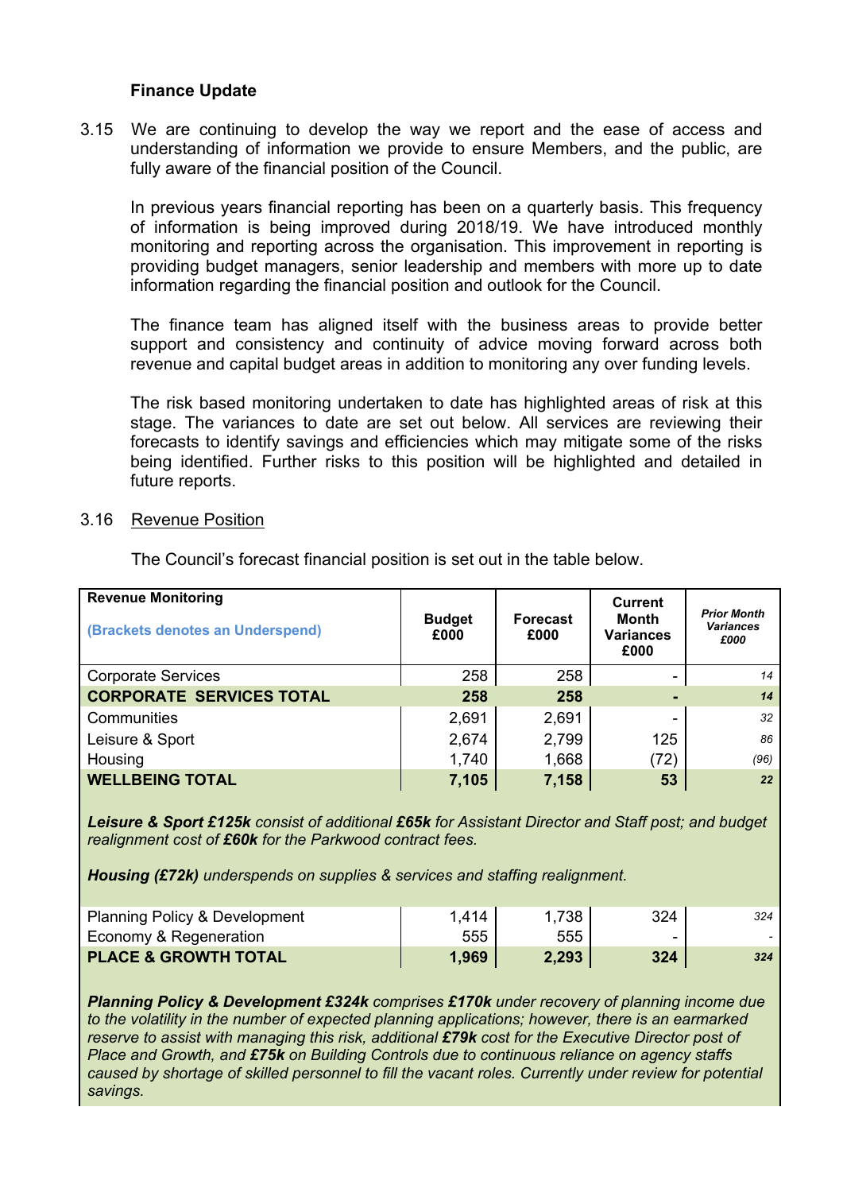**Finance Update**

3.15 We are continuing to develop the way we report and the ease of access and understanding of information we provide to ensure Members, and the public, are fully aware of the financial position of the Council.

In previous years financial reporting has been on a quarterly basis. This frequency of information is being improved during 2018/19. We have introduced monthly monitoring and reporting across the organisation. This improvement in reporting is providing budget managers, senior leadership and members with more up to date information regarding the financial position and outlook for the Council.

The finance team has aligned itself with the business areas to provide better support and consistency and continuity of advice moving forward across both revenue and capital budget areas in addition to monitoring any over funding levels.

The risk based monitoring undertaken to date has highlighted areas of risk at this stage. The variances to date are set out below. All services are reviewing their forecasts to identify savings and efficiencies which may mitigate some of the risks being identified. Further risks to this position will be highlighted and detailed in future reports.

3.16 Revenue Position

The Council's forecast financial position is set out in the table below.

| **Revenue Monitoring**<br>**(Brackets denotes an Underspend)** | **Budget £000** | **Forecast £000** | **Current Month Variances £000** | ***Prior Month Variances £000*** |
|---|---|---|---|---|
| Corporate Services | 258 | 258 | - | *14* |
| **CORPORATE SERVICES TOTAL** | **258** | **258** | **-** | ***14*** |
| Communities | 2,691 | 2,691 | - | *32* |
| Leisure & Sport | 2,674 | 2,799 | 125 | *86* |
| Housing | 1,740 | 1,668 | (72) | *(96)* |
| **WELLBEING TOTAL** | **7,105** | **7,158** | **53** | ***22*** |
| ***Leisure & Sport £125k*** *consist of additional* ***£65k*** *for Assistant Director and Staff post; and budget realignment cost of* ***£60k*** *for the Parkwood contract fees.*<br><br>***Housing (£72k)*** *underspends on supplies & services and staffing realignment.* | | | | |
| Planning Policy & Development | 1,414 | 1,738 | 324 | *324* |
| Economy & Regeneration | 555 | 555 | - | *-* |
| **PLACE & GROWTH TOTAL** | **1,969** | **2,293** | **324** | ***324*** |
| ***Planning Policy & Development £324k*** *comprises* ***£170k*** *under recovery of planning income due to the volatility in the number of expected planning applications; however, there is an earmarked reserve to assist with managing this risk, additional* ***£79k*** *cost for the Executive Director post of Place and Growth, and* ***£75k*** *on Building Controls due to continuous reliance on agency staffs caused by shortage of skilled personnel to fill the vacant roles. Currently under review for potential savings.* | | | | |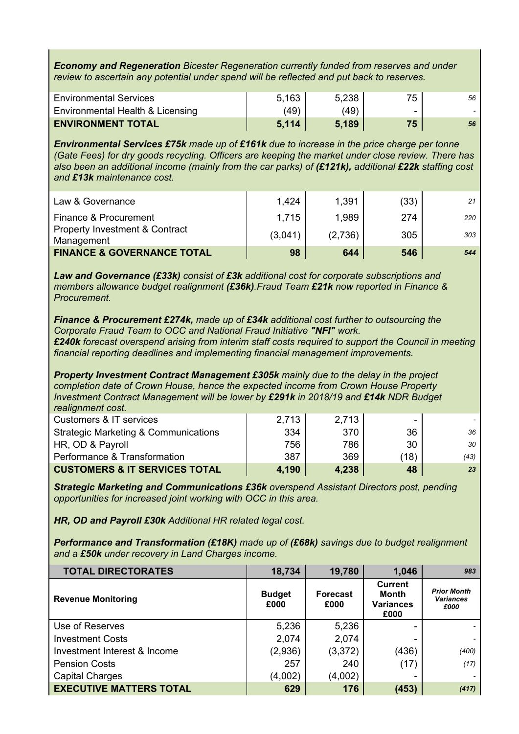***Economy and Regeneration*** *Bicester Regeneration currently funded from reserves and under review to ascertain any potential under spend will be reflected and put back to reserves.*

| | | | | |
|---|---|---|---|---|
| Environmental Services | 5,163 | 5,238 | 75 | *56* |
| Environmental Health & Licensing | (49) | (49) | - | - |
| **ENVIRONMENT TOTAL** | **5,114** | **5,189** | **75** | ***56*** |

***Environmental Services £75k*** *made up of* ***£161k*** *due to increase in the price charge per tonne (Gate Fees) for dry goods recycling. Officers are keeping the market under close review. There has also been an additional income (mainly from the car parks) of* ***(£121k),*** *additional* ***£22k*** *staffing cost and* ***£13k*** *maintenance cost.*

| | | | | |
|---|---|---|---|---|
| Law & Governance | 1,424 | 1,391 | (33) | *21* |
| Finance & Procurement | 1,715 | 1,989 | 274 | *220* |
| Property Investment & Contract Management | (3,041) | (2,736) | 305 | *303* |
| **FINANCE & GOVERNANCE TOTAL** | **98** | **644** | **546** | ***544*** |

***Law and Governance (£33k)*** *consist of* ***£3k*** *additional cost for corporate subscriptions and members allowance budget realignment* ***(£36k)****.Fraud Team* ***£21k*** *now reported in Finance & Procurement.*

***Finance & Procurement £274k,*** *made up of* ***£34k*** *additional cost further to outsourcing the Corporate Fraud Team to OCC and National Fraud Initiative* ***"NFI"*** *work.*
***£240k*** *forecast overspend arising from interim staff costs required to support the Council in meeting financial reporting deadlines and implementing financial management improvements.*

***Property Investment Contract Management £305k*** *mainly due to the delay in the project completion date of Crown House, hence the expected income from Crown House Property Investment Contract Management will be lower by* ***£291k*** *in 2018/19 and* ***£14k*** *NDR Budget realignment cost.*

| | | | | |
|---|---|---|---|---|
| Customers & IT services | 2,713 | 2,713 | - | - |
| Strategic Marketing & Communications | 334 | 370 | 36 | *36* |
| HR, OD & Payroll | 756 | 786 | 30 | *30* |
| Performance & Transformation | 387 | 369 | (18) | *(43)* |
| **CUSTOMERS & IT SERVICES TOTAL** | **4,190** | **4,238** | **48** | ***23*** |

***Strategic Marketing and Communications £36k*** *overspend Assistant Directors post, pending opportunities for increased joint working with OCC in this area.*

***HR, OD and Payroll £30k*** *Additional HR related legal cost.*

***Performance and Transformation (£18K)*** *made up of* ***(£68k)*** *savings due to budget realignment and a* ***£50k*** *under recovery in Land Charges income.*

| **TOTAL DIRECTORATES** | **18,734** | **19,780** | **1,046** | ***983*** |
|---|---|---|---|---|
| **Revenue Monitoring** | **Budget £000** | **Forecast £000** | **Current Month Variances £000** | ***Prior Month Variances £000*** |
| Use of Reserves | 5,236 | 5,236 | - | - |
| Investment Costs | 2,074 | 2,074 | - | - |
| Investment Interest & Income | (2,936) | (3,372) | (436) | *(400)* |
| Pension Costs | 257 | 240 | (17) | *(17)* |
| Capital Charges | (4,002) | (4,002) | - | - |
| **EXECUTIVE MATTERS TOTAL** | **629** | **176** | **(453)** | ***(417)*** |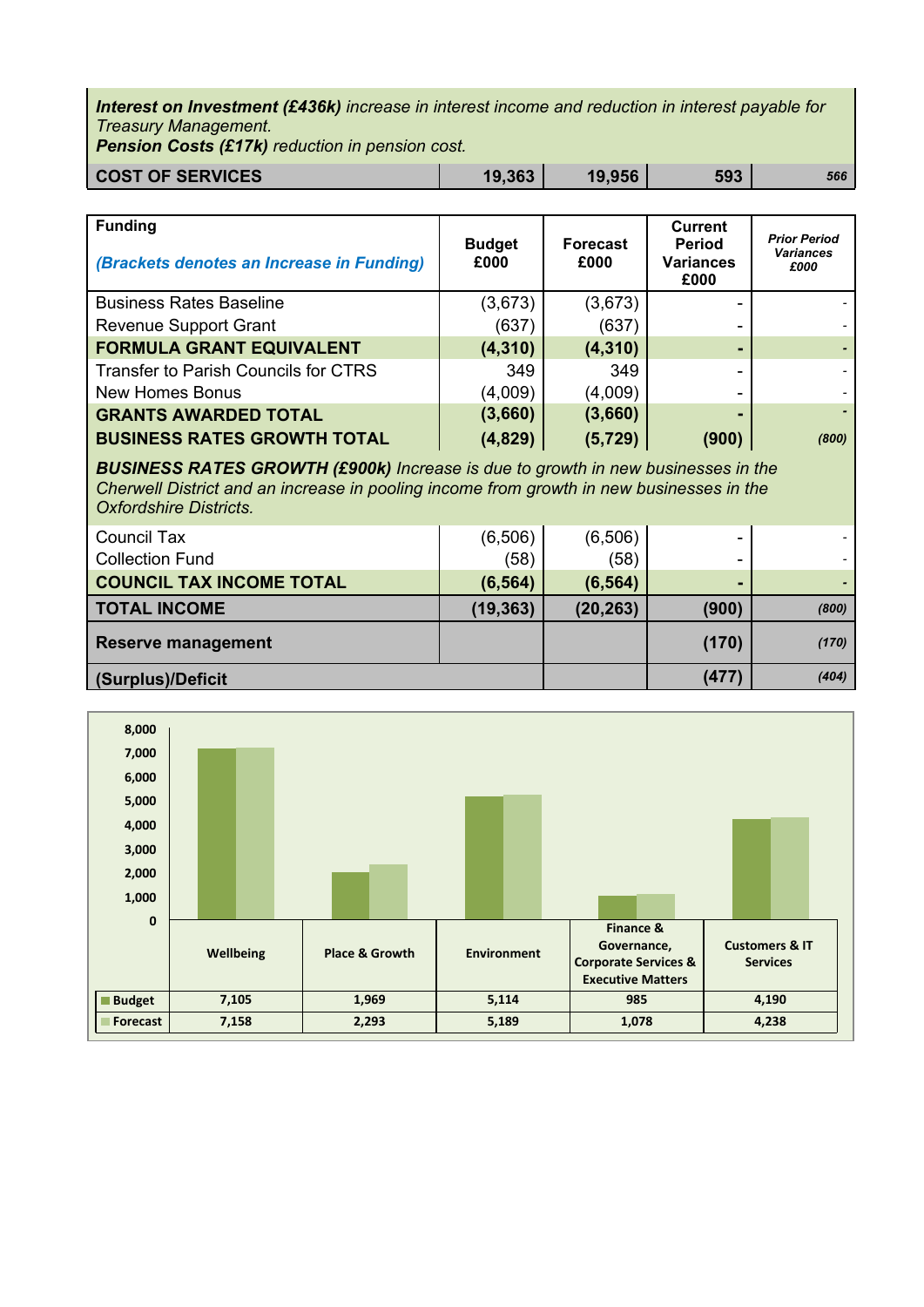***Interest on Investment (£436k)*** *increase in interest income and reduction in interest payable for Treasury Management.*
***Pension Costs (£17k)*** *reduction in pension cost.*

| COST OF SERVICES | 19,363 | 19,956 | 593 | *566* |
|---|---|---|---|---|

| **Funding** *(Brackets denotes an Increase in Funding)* | **Budget £000** | **Forecast £000** | **Current Period Variances £000** | ***Prior Period Variances £000*** |
|---|---|---|---|---|
| Business Rates Baseline | (3,673) | (3,673) | - | - |
| Revenue Support Grant | (637) | (637) | - | - |
| **FORMULA GRANT EQUIVALENT** | **(4,310)** | **(4,310)** | **-** | - |
| Transfer to Parish Councils for CTRS | 349 | 349 | - | - |
| New Homes Bonus | (4,009) | (4,009) | - | - |
| **GRANTS AWARDED TOTAL** | **(3,660)** | **(3,660)** | **-** | - |
| **BUSINESS RATES GROWTH TOTAL** | **(4,829)** | **(5,729)** | **(900)** | *(800)* |
| ***BUSINESS RATES GROWTH (£900k)*** *Increase is due to growth in new businesses in the Cherwell District and an increase in pooling income from growth in new businesses in the Oxfordshire Districts.* | | | | |
| Council Tax | (6,506) | (6,506) | - | - |
| Collection Fund | (58) | (58) | - | - |
| **COUNCIL TAX INCOME TOTAL** | **(6,564)** | **(6,564)** | **-** | - |
| **TOTAL INCOME** | **(19,363)** | **(20,263)** | **(900)** | *(800)* |
| **Reserve management** | | | **(170)** | *(170)* |
| **(Surplus)/Deficit** | | | **(477)** | *(404)* |

| | Wellbeing | Place & Growth | Environment | Finance & Governance, Corporate Services & Executive Matters | Customers & IT Services |
|---|---|---|---|---|---|
| Budget | 7,105 | 1,969 | 5,114 | 985 | 4,190 |
| Forecast | 7,158 | 2,293 | 5,189 | 1,078 | 4,238 |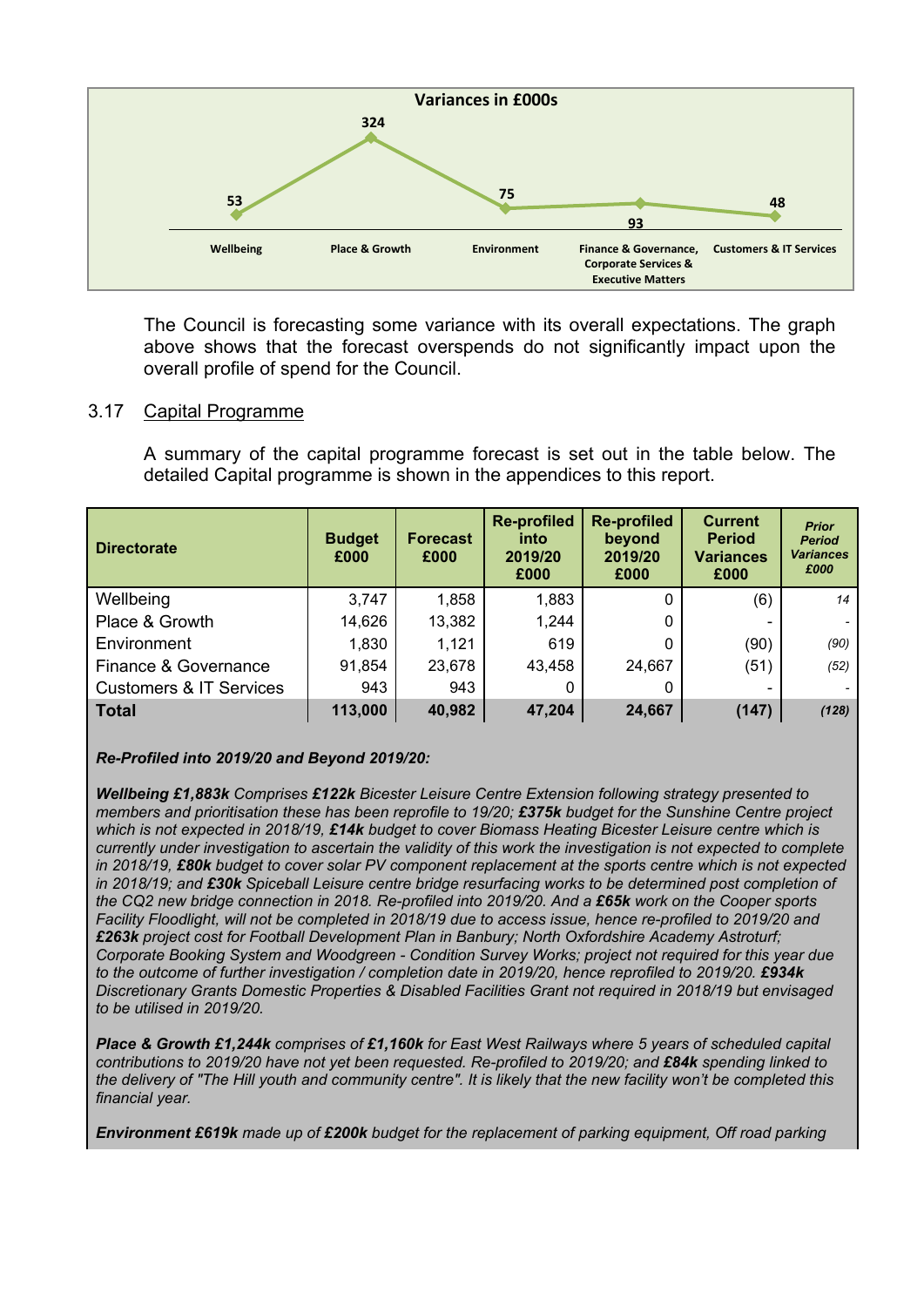**Variances in £000s**

| Wellbeing | Place & Growth | Environment | Finance & Governance, Corporate Services & Executive Matters | Customers & IT Services |
|---|---|---|---|---|
| 53 | 324 | 75 | 93 | 48 |

The Council is forecasting some variance with its overall expectations. The graph above shows that the forecast overspends do not significantly impact upon the overall profile of spend for the Council.

3.17 Capital Programme

A summary of the capital programme forecast is set out in the table below. The detailed Capital programme is shown in the appendices to this report.

| Directorate | Budget £000 | Forecast £000 | Re-profiled into 2019/20 £000 | Re-profiled beyond 2019/20 £000 | Current Period Variances £000 | *Prior Period Variances £000* |
|---|---|---|---|---|---|---|
| Wellbeing | 3,747 | 1,858 | 1,883 | 0 | (6) | *14* |
| Place & Growth | 14,626 | 13,382 | 1,244 | 0 | - | - |
| Environment | 1,830 | 1,121 | 619 | 0 | (90) | *(90)* |
| Finance & Governance | 91,854 | 23,678 | 43,458 | 24,667 | (51) | *(52)* |
| Customers & IT Services | 943 | 943 | 0 | 0 | - | - |
| **Total** | **113,000** | **40,982** | **47,204** | **24,667** | **(147)** | ***(128)*** |

***Re-Profiled into 2019/20 and Beyond 2019/20:***

***Wellbeing £1,883k*** *Comprises* ***£122k*** *Bicester Leisure Centre Extension following strategy presented to members and prioritisation these has been reprofile to 19/20;* ***£375k*** *budget for the Sunshine Centre project which is not expected in 2018/19,* ***£14k*** *budget to cover Biomass Heating Bicester Leisure centre which is currently under investigation to ascertain the validity of this work the investigation is not expected to complete in 2018/19,* ***£80k*** *budget to cover solar PV component replacement at the sports centre which is not expected in 2018/19; and* ***£30k*** *Spiceball Leisure centre bridge resurfacing works to be determined post completion of the CQ2 new bridge connection in 2018. Re-profiled into 2019/20. And a* ***£65k*** *work on the Cooper sports Facility Floodlight, will not be completed in 2018/19 due to access issue, hence re-profiled to 2019/20 and* ***£263k*** *project cost for Football Development Plan in Banbury; North Oxfordshire Academy Astroturf; Corporate Booking System and Woodgreen - Condition Survey Works; project not required for this year due to the outcome of further investigation / completion date in 2019/20, hence reprofiled to 2019/20.* ***£934k*** *Discretionary Grants Domestic Properties & Disabled Facilities Grant not required in 2018/19 but envisaged to be utilised in 2019/20.*

***Place & Growth £1,244k*** *comprises of* ***£1,160k*** *for East West Railways where 5 years of scheduled capital contributions to 2019/20 have not yet been requested. Re-profiled to 2019/20; and* ***£84k*** *spending linked to the delivery of "The Hill youth and community centre". It is likely that the new facility won't be completed this financial year.*

***Environment £619k*** *made up of* ***£200k*** *budget for the replacement of parking equipment, Off road parking*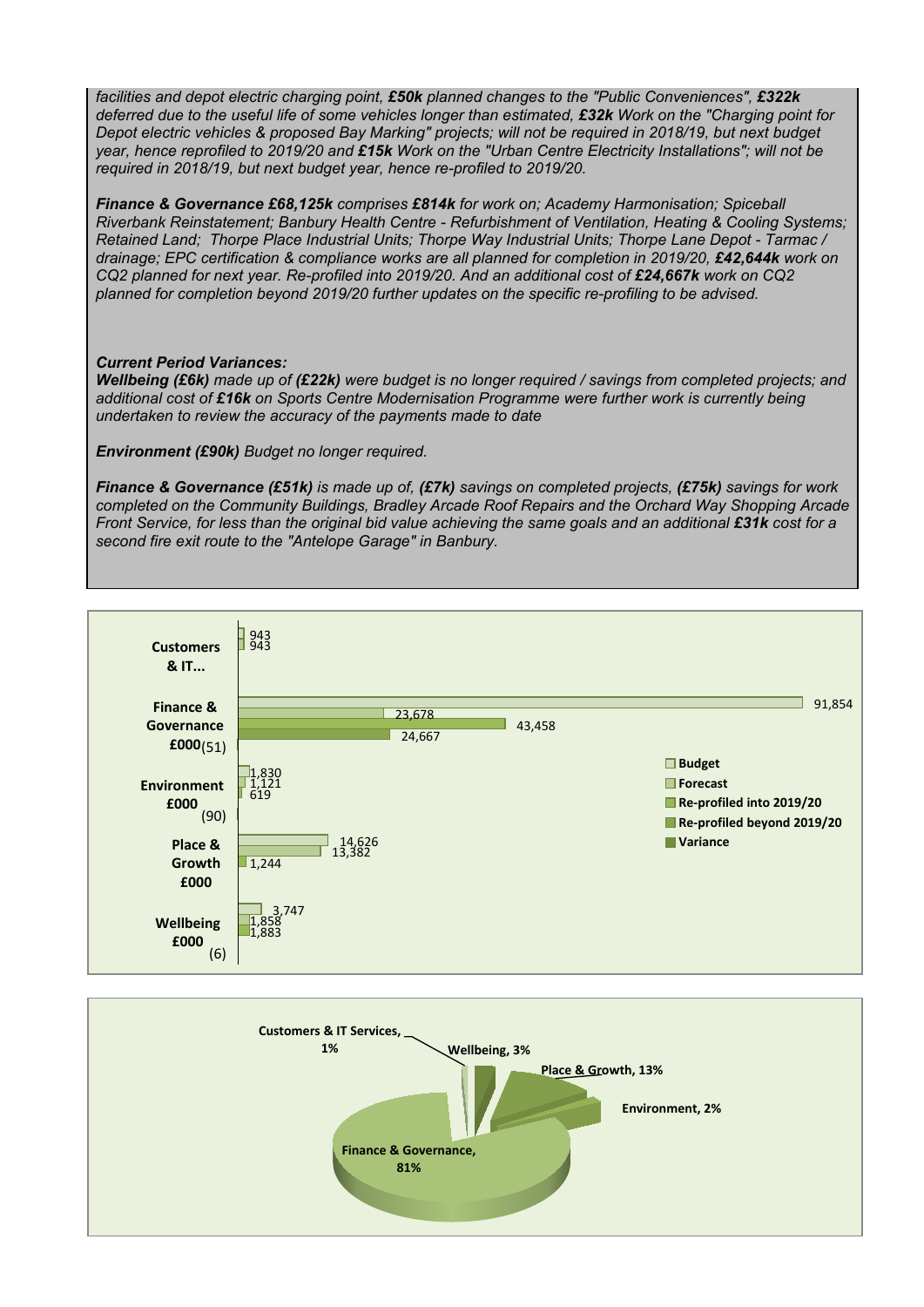*facilities and depot electric charging point,* ***£50k*** *planned changes to the "Public Conveniences",* ***£322k*** *deferred due to the useful life of some vehicles longer than estimated,* ***£32k*** *Work on the "Charging point for Depot electric vehicles & proposed Bay Marking" projects; will not be required in 2018/19, but next budget year, hence reprofiled to 2019/20 and* ***£15k*** *Work on the "Urban Centre Electricity Installations"; will not be required in 2018/19, but next budget year, hence re-profiled to 2019/20.*

***Finance & Governance £68,125k*** *comprises* ***£814k*** *for work on; Academy Harmonisation; Spiceball Riverbank Reinstatement; Banbury Health Centre - Refurbishment of Ventilation, Heating & Cooling Systems; Retained Land; Thorpe Place Industrial Units; Thorpe Way Industrial Units; Thorpe Lane Depot - Tarmac / drainage; EPC certification & compliance works are all planned for completion in 2019/20,* ***£42,644k*** *work on CQ2 planned for next year. Re-profiled into 2019/20. And an additional cost of* ***£24,667k*** *work on CQ2 planned for completion beyond 2019/20 further updates on the specific re-profiling to be advised.*

***Current Period Variances:***

***Wellbeing (£6k)*** *made up of* ***(£22k)*** *were budget is no longer required / savings from completed projects; and additional cost of* ***£16k*** *on Sports Centre Modernisation Programme were further work is currently being undertaken to review the accuracy of the payments made to date*

***Environment (£90k)*** *Budget no longer required.*

***Finance & Governance (£51k)*** *is made up of,* ***(£7k)*** *savings on completed projects,* ***(£75k)*** *savings for work completed on the Community Buildings, Bradley Arcade Roof Repairs and the Orchard Way Shopping Arcade Front Service, for less than the original bid value achieving the same goals and an additional* ***£31k*** *cost for a second fire exit route to the "Antelope Garage" in Banbury.*

| | Budget | Forecast | Re-profiled into 2019/20 | Re-profiled beyond 2019/20 | Variance |
|---|---|---|---|---|---|
| Customers & IT... | 943 | 943 | | | |
| Finance & Governance £000 | 91,854 | 23,678 | 43,458 | 24,667 | (51) |
| Environment £000 | 1,830 | 1,121 | 619 | | (90) |
| Place & Growth £000 | 14,626 | 13,382 | 1,244 | | |
| Wellbeing £000 | 3,747 | 1,858 | 1,883 | | (6) |

| Directorate | Share |
|---|---|
| Customers & IT Services | 1% |
| Wellbeing | 3% |
| Place & Growth | 13% |
| Environment | 2% |
| Finance & Governance | 81% |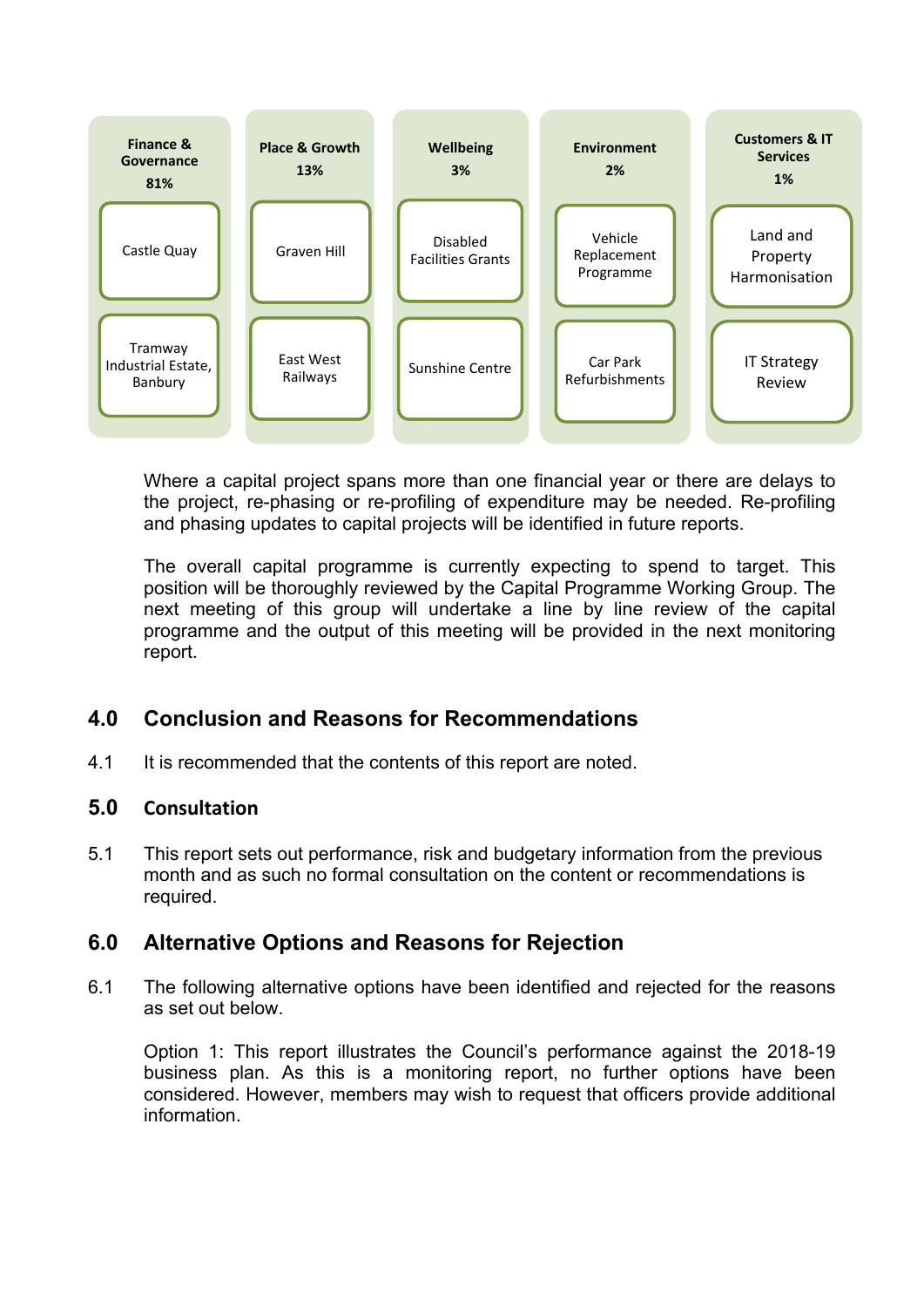| Finance & Governance 81% | Place & Growth 13% | Wellbeing 3% | Environment 2% | Customers & IT Services 1% |
|---|---|---|---|---|
| Castle Quay | Graven Hill | Disabled Facilities Grants | Vehicle Replacement Programme | Land and Property Harmonisation |
| Tramway Industrial Estate, Banbury | East West Railways | Sunshine Centre | Car Park Refurbishments | IT Strategy Review |

Where a capital project spans more than one financial year or there are delays to the project, re-phasing or re-profiling of expenditure may be needed. Re-profiling and phasing updates to capital projects will be identified in future reports.

The overall capital programme is currently expecting to spend to target. This position will be thoroughly reviewed by the Capital Programme Working Group. The next meeting of this group will undertake a line by line review of the capital programme and the output of this meeting will be provided in the next monitoring report.

## 4.0 Conclusion and Reasons for Recommendations

4.1 It is recommended that the contents of this report are noted.

## 5.0 Consultation

5.1 This report sets out performance, risk and budgetary information from the previous month and as such no formal consultation on the content or recommendations is required.

## 6.0 Alternative Options and Reasons for Rejection

6.1 The following alternative options have been identified and rejected for the reasons as set out below.

Option 1: This report illustrates the Council's performance against the 2018-19 business plan. As this is a monitoring report, no further options have been considered. However, members may wish to request that officers provide additional information.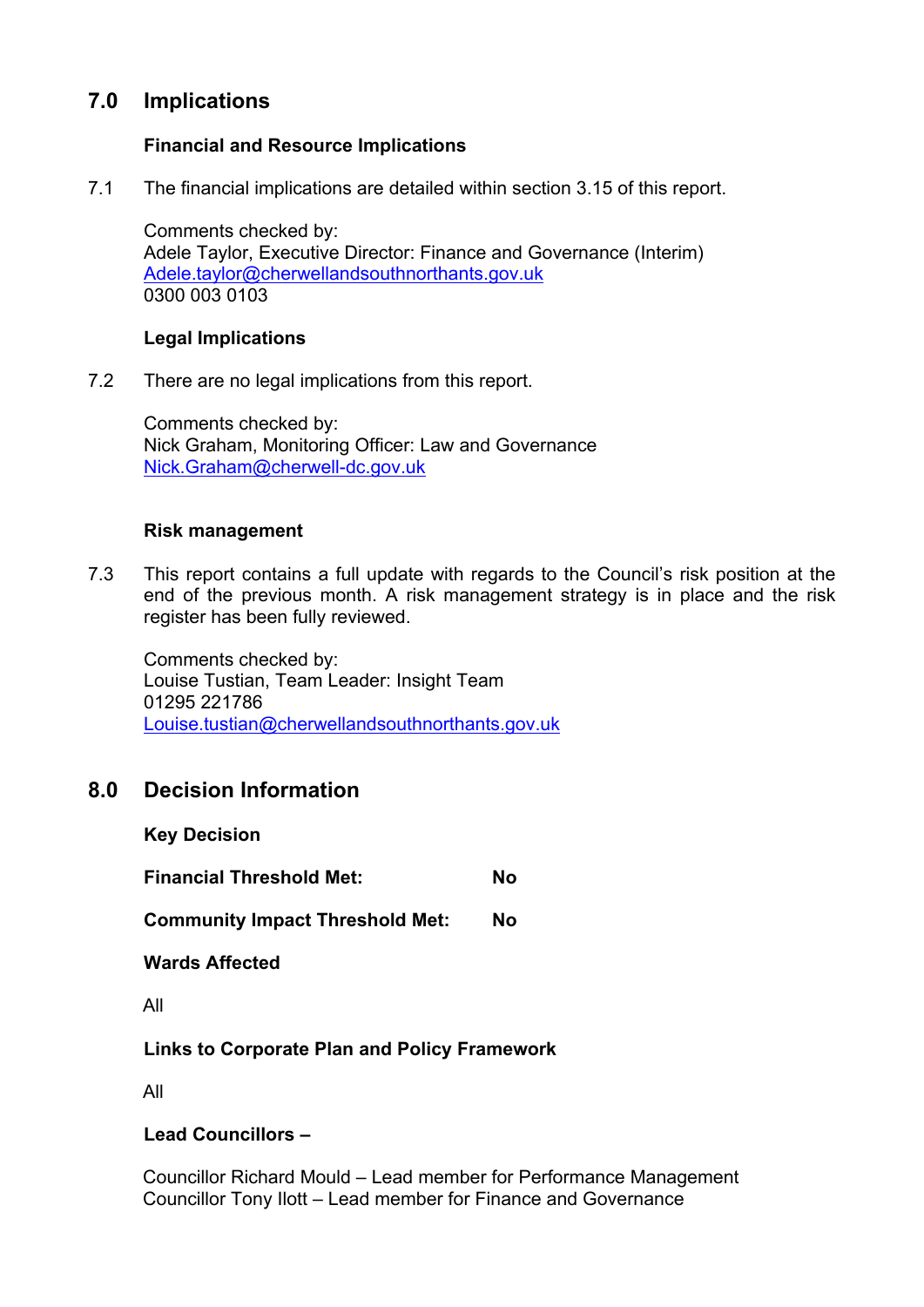## 7.0 Implications

### Financial and Resource Implications

7.1 The financial implications are detailed within section 3.15 of this report.

Comments checked by:
Adele Taylor, Executive Director: Finance and Governance (Interim)
Adele.taylor@cherwellandsouthnorthants.gov.uk
0300 003 0103

### Legal Implications

7.2 There are no legal implications from this report.

Comments checked by:
Nick Graham, Monitoring Officer: Law and Governance
Nick.Graham@cherwell-dc.gov.uk

### Risk management

7.3 This report contains a full update with regards to the Council's risk position at the end of the previous month. A risk management strategy is in place and the risk register has been fully reviewed.

Comments checked by:
Louise Tustian, Team Leader: Insight Team
01295 221786
Louise.tustian@cherwellandsouthnorthants.gov.uk

## 8.0 Decision Information

**Key Decision**

**Financial Threshold Met:** **No**

**Community Impact Threshold Met:** **No**

**Wards Affected**

All

**Links to Corporate Plan and Policy Framework**

All

**Lead Councillors –**

Councillor Richard Mould – Lead member for Performance Management
Councillor Tony Ilott – Lead member for Finance and Governance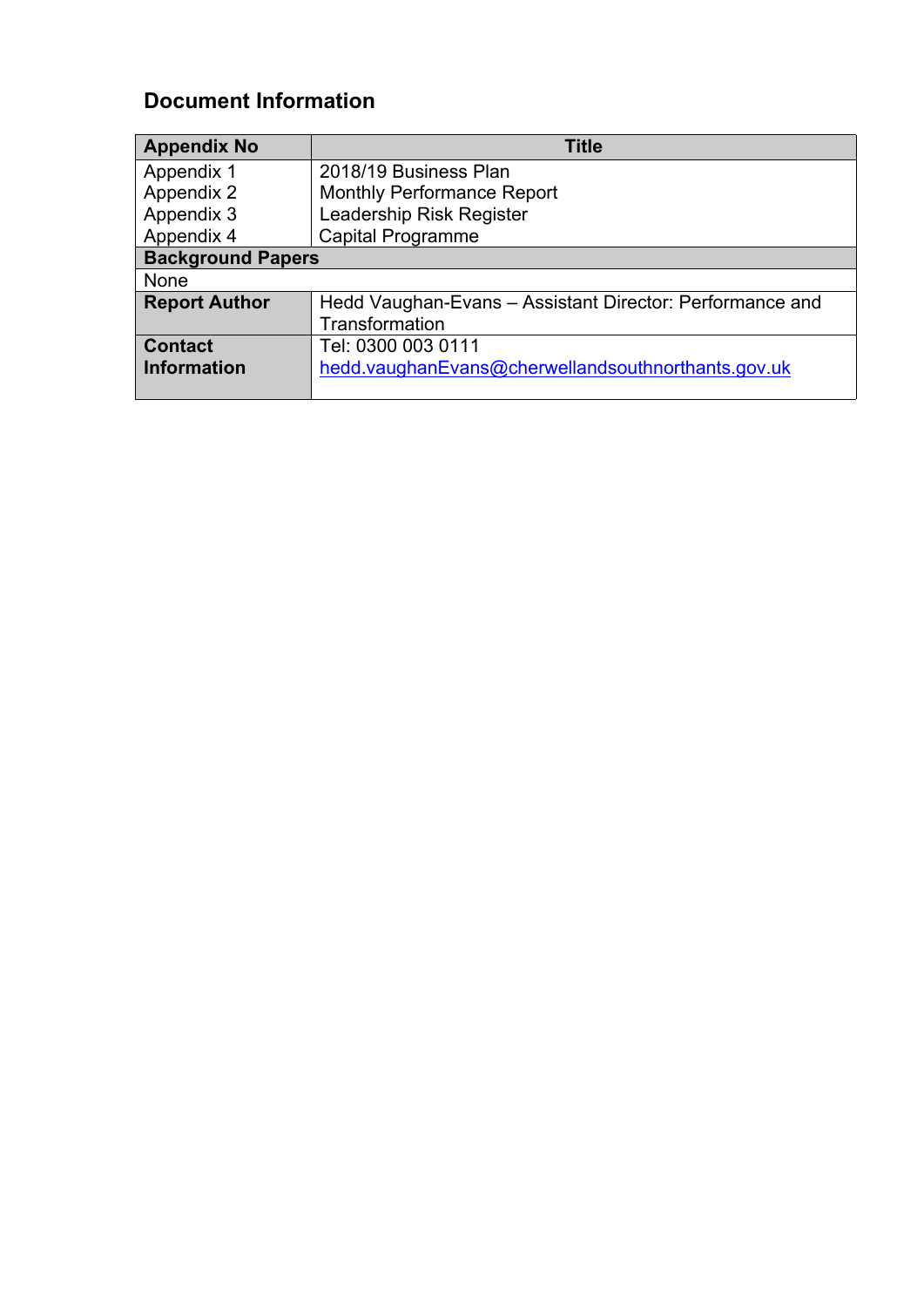## Document Information

| Appendix No | Title |
|---|---|
| Appendix 1 | 2018/19 Business Plan |
| Appendix 2 | Monthly Performance Report |
| Appendix 3 | Leadership Risk Register |
| Appendix 4 | Capital Programme |
| **Background Papers** | |
| None | |
| **Report Author** | Hedd Vaughan-Evans – Assistant Director: Performance and Transformation |
| **Contact Information** | Tel: 0300 003 0111<br>hedd.vaughanEvans@cherwellandsouthnorthants.gov.uk |